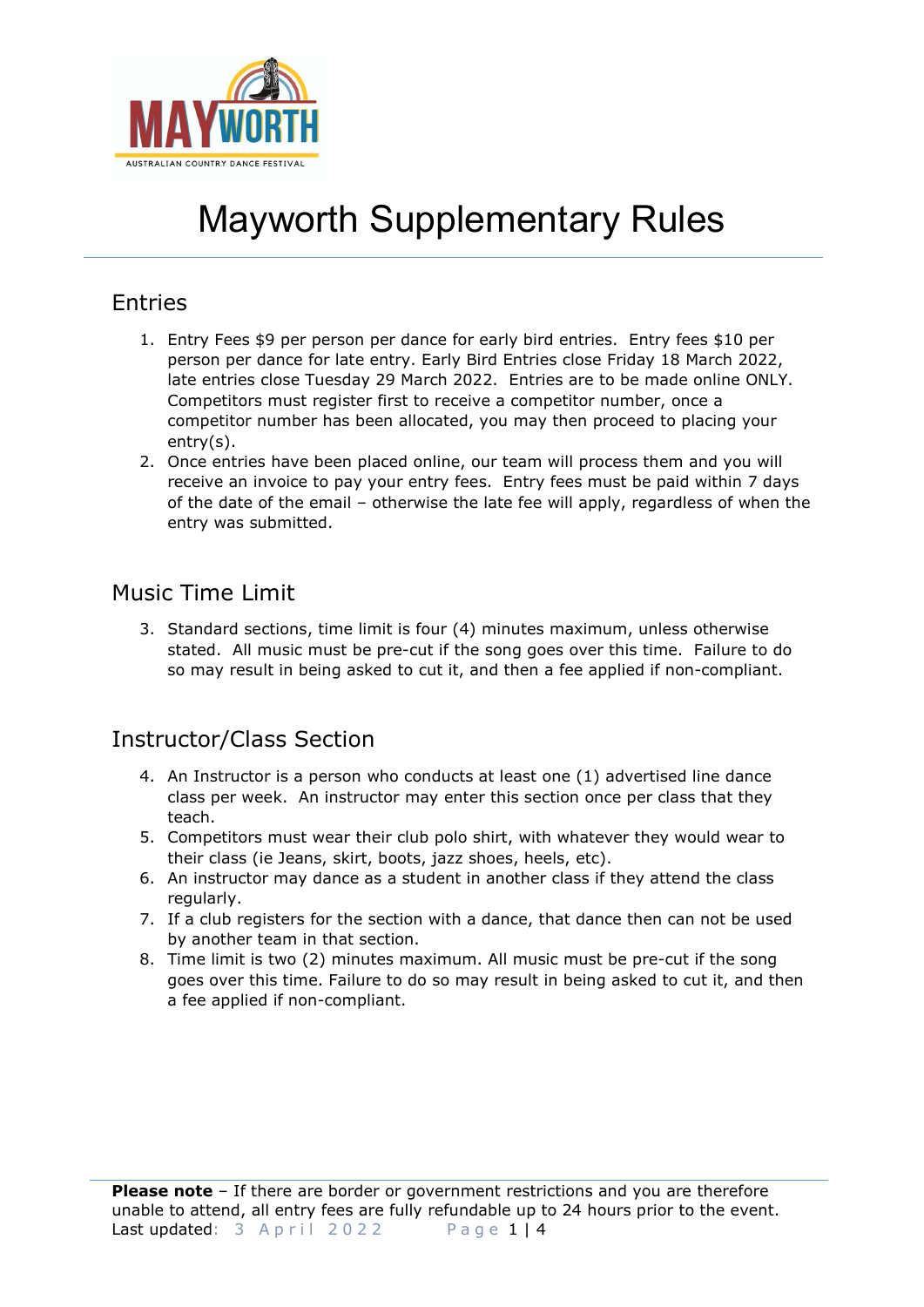# Mayworth Supplementary Rules

## Entries

1. Entry Fees $9 per person per dance for early bird entries. Entry fees $10 per person per dance for late entry. Early Bird Entries close Friday 18 March 2022, late entries close Tuesday 29 March 2022. Entries are to be made online ONLY. Competitors must register first to receive a competitor number, once a competitor number has been allocated, you may then proceed to placing your entry(s).
2. Once entries have been placed online, our team will process them and you will receive an invoice to pay your entry fees. Entry fees must be paid within 7 days of the date of the email – otherwise the late fee will apply, regardless of when the entry was submitted.

## Music Time Limit

3. Standard sections, time limit is four (4) minutes maximum, unless otherwise stated. All music must be pre-cut if the song goes over this time. Failure to do so may result in being asked to cut it, and then a fee applied if non-compliant.

## Instructor/Class Section

4. An Instructor is a person who conducts at least one (1) advertised line dance class per week. An instructor may enter this section once per class that they teach.
5. Competitors must wear their club polo shirt, with whatever they would wear to their class (ie Jeans, skirt, boots, jazz shoes, heels, etc).
6. An instructor may dance as a student in another class if they attend the class regularly.
7. If a club registers for the section with a dance, that dance then can not be used by another team in that section.
8. Time limit is two (2) minutes maximum. All music must be pre-cut if the song goes over this time. Failure to do so may result in being asked to cut it, and then a fee applied if non-compliant.

**Please note** – If there are border or government restrictions and you are therefore unable to attend, all entry fees are fully refundable up to 24 hours prior to the event.

Last updated: 3 April 2022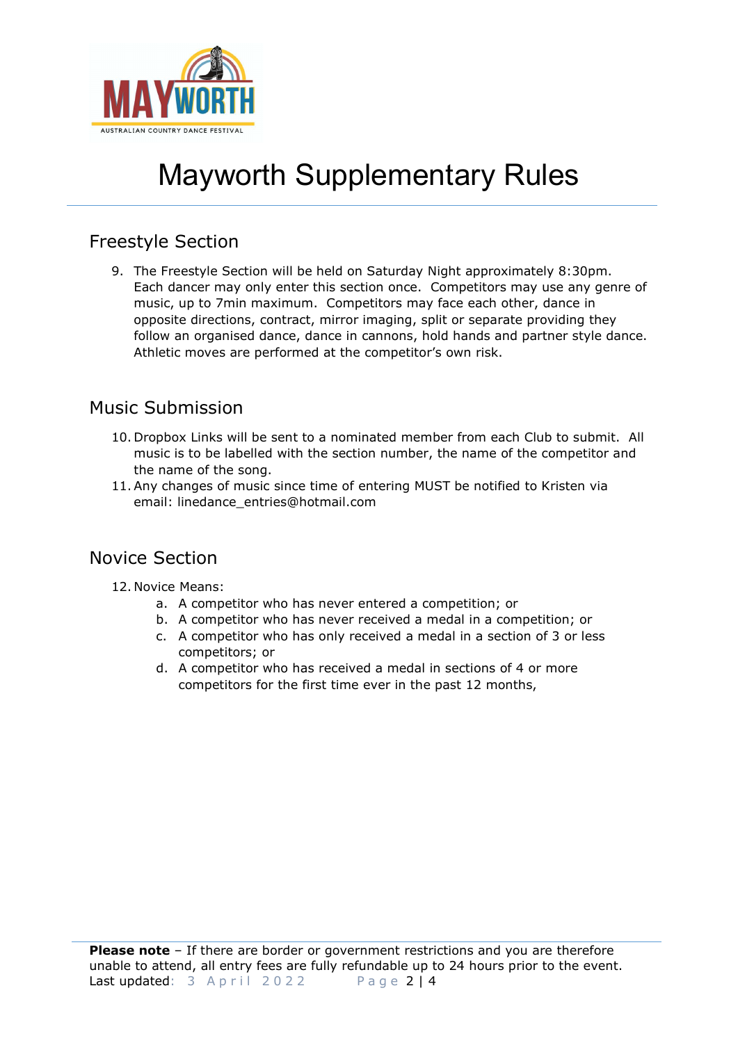# Mayworth Supplementary Rules

## Freestyle Section

9. The Freestyle Section will be held on Saturday Night approximately 8:30pm. Each dancer may only enter this section once. Competitors may use any genre of music, up to 7min maximum. Competitors may face each other, dance in opposite directions, contract, mirror imaging, split or separate providing they follow an organised dance, dance in cannons, hold hands and partner style dance. Athletic moves are performed at the competitor's own risk.

## Music Submission

10. Dropbox Links will be sent to a nominated member from each Club to submit. All music is to be labelled with the section number, the name of the competitor and the name of the song.
11. Any changes of music since time of entering MUST be notified to Kristen via email: linedance_entries@hotmail.com

## Novice Section

12. Novice Means:
    a. A competitor who has never entered a competition; or
    b. A competitor who has never received a medal in a competition; or
    c. A competitor who has only received a medal in a section of 3 or less competitors; or
    d. A competitor who has received a medal in sections of 4 or more competitors for the first time ever in the past 12 months,

**Please note** – If there are border or government restrictions and you are therefore unable to attend, all entry fees are fully refundable up to 24 hours prior to the event.
Last updated: 3 April 2022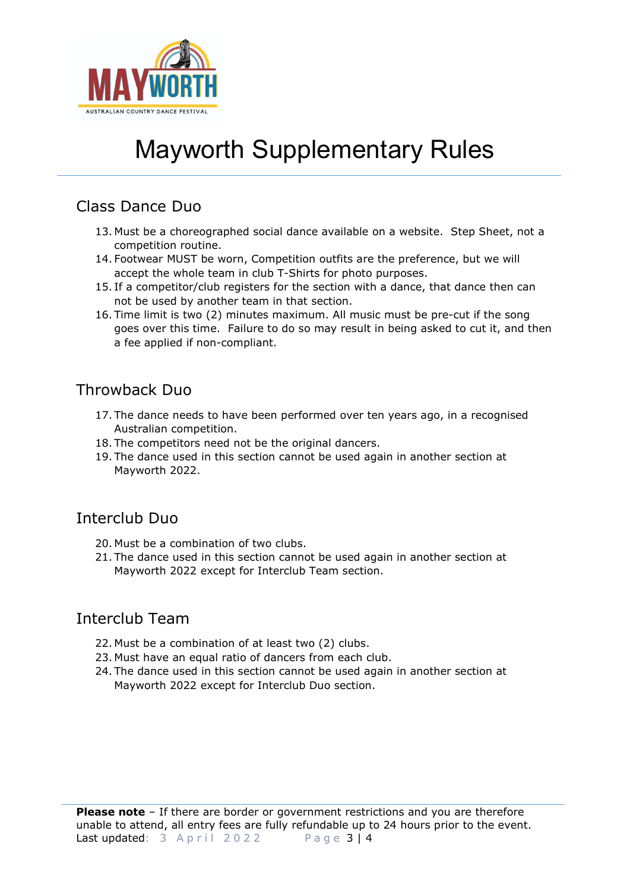# Mayworth Supplementary Rules

## Class Dance Duo

13. Must be a choreographed social dance available on a website.  Step Sheet, not a competition routine.
14. Footwear MUST be worn, Competition outfits are the preference, but we will accept the whole team in club T-Shirts for photo purposes.
15. If a competitor/club registers for the section with a dance, that dance then can not be used by another team in that section.
16. Time limit is two (2) minutes maximum. All music must be pre-cut if the song goes over this time.  Failure to do so may result in being asked to cut it, and then a fee applied if non-compliant.

## Throwback Duo

17. The dance needs to have been performed over ten years ago, in a recognised Australian competition.
18. The competitors need not be the original dancers.
19. The dance used in this section cannot be used again in another section at Mayworth 2022.

## Interclub Duo

20. Must be a combination of two clubs.
21. The dance used in this section cannot be used again in another section at Mayworth 2022 except for Interclub Team section.

## Interclub Team

22. Must be a combination of at least two (2) clubs.
23. Must have an equal ratio of dancers from each club.
24. The dance used in this section cannot be used again in another section at Mayworth 2022 except for Interclub Duo section.

**Please note** – If there are border or government restrictions and you are therefore unable to attend, all entry fees are fully refundable up to 24 hours prior to the event.
Last updated: 3 April 2022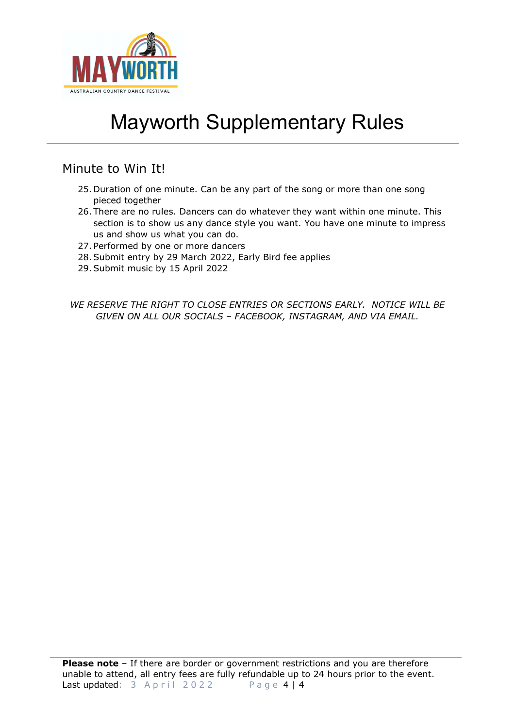# Mayworth Supplementary Rules

## Minute to Win It!

25. Duration of one minute. Can be any part of the song or more than one song pieced together
26. There are no rules. Dancers can do whatever they want within one minute. This section is to show us any dance style you want. You have one minute to impress us and show us what you can do.
27. Performed by one or more dancers
28. Submit entry by 29 March 2022, Early Bird fee applies
29. Submit music by 15 April 2022

*WE RESERVE THE RIGHT TO CLOSE ENTRIES OR SECTIONS EARLY. NOTICE WILL BE GIVEN ON ALL OUR SOCIALS – FACEBOOK, INSTAGRAM, AND VIA EMAIL.*

**Please note** – If there are border or government restrictions and you are therefore unable to attend, all entry fees are fully refundable up to 24 hours prior to the event.
Last updated: 3 April 2022